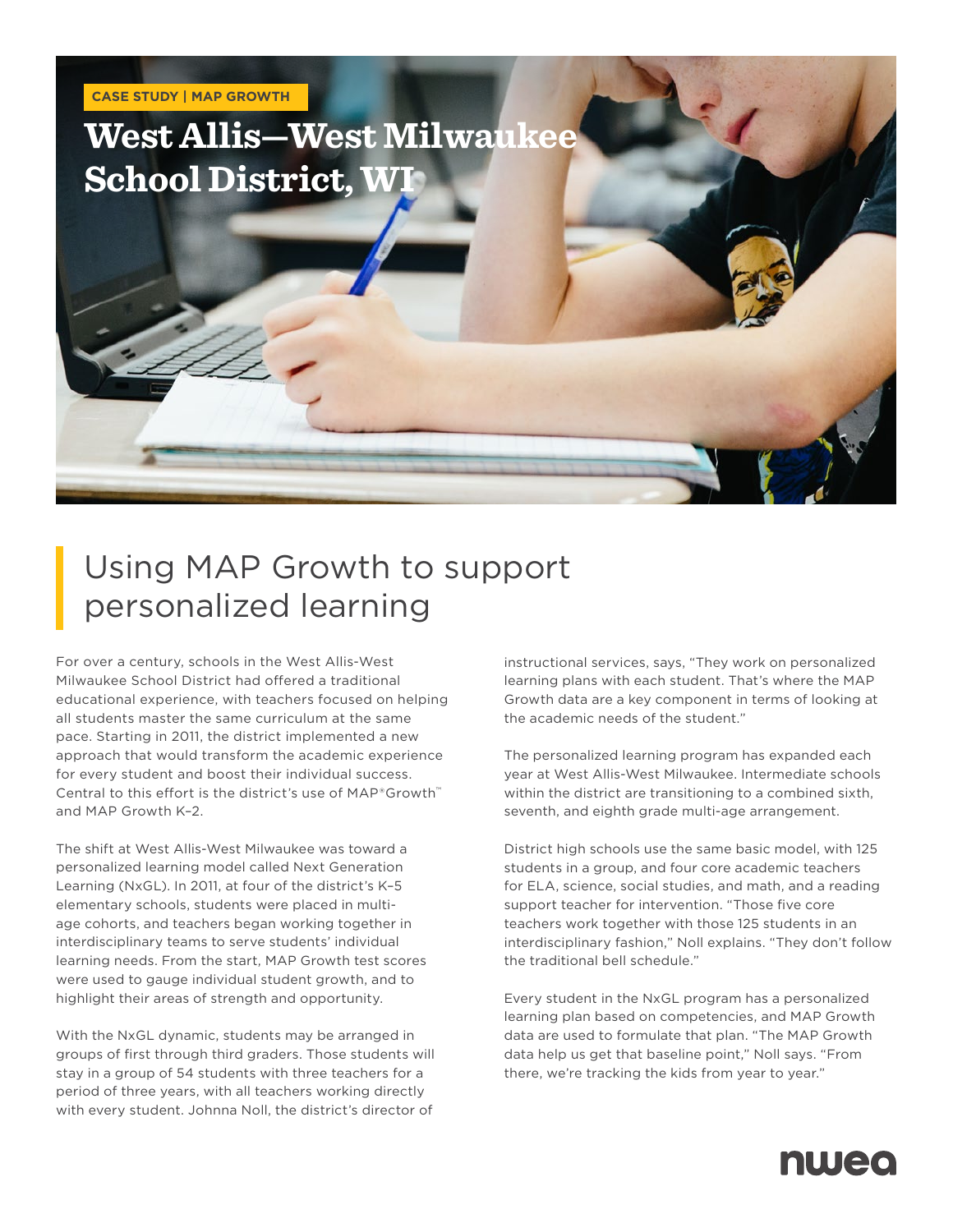CASE STUDY | MAP GROWTH

# West Allis—West Milwaukee School District, WI

## Using MAP Growth to support personalized learning

For over a century, schools in the West Allis-West Milwaukee School District had offered a traditional educational experience, with teachers focused on helping all students master the same curriculum at the same pace. Starting in 2011, the district implemented a new approach that would transform the academic experience for every student and boost their individual success. Central to this effort is the district's use of MAP®Growth™ and MAP Growth K–2.

The shift at West Allis-West Milwaukee was toward a personalized learning model called Next Generation Learning (NxGL). In 2011, at four of the district's K–5 elementary schools, students were placed in multi-age cohorts, and teachers began working together in interdisciplinary teams to serve students' individual learning needs. From the start, MAP Growth test scores were used to gauge individual student growth, and to highlight their areas of strength and opportunity.

With the NxGL dynamic, students may be arranged in groups of first through third graders. Those students will stay in a group of 54 students with three teachers for a period of three years, with all teachers working directly with every student. Johnna Noll, the district's director of instructional services, says, "They work on personalized learning plans with each student. That's where the MAP Growth data are a key component in terms of looking at the academic needs of the student."

The personalized learning program has expanded each year at West Allis-West Milwaukee. Intermediate schools within the district are transitioning to a combined sixth, seventh, and eighth grade multi-age arrangement.

District high schools use the same basic model, with 125 students in a group, and four core academic teachers for ELA, science, social studies, and math, and a reading support teacher for intervention. "Those five core teachers work together with those 125 students in an interdisciplinary fashion," Noll explains. "They don't follow the traditional bell schedule."

Every student in the NxGL program has a personalized learning plan based on competencies, and MAP Growth data are used to formulate that plan. "The MAP Growth data help us get that baseline point," Noll says. "From there, we're tracking the kids from year to year."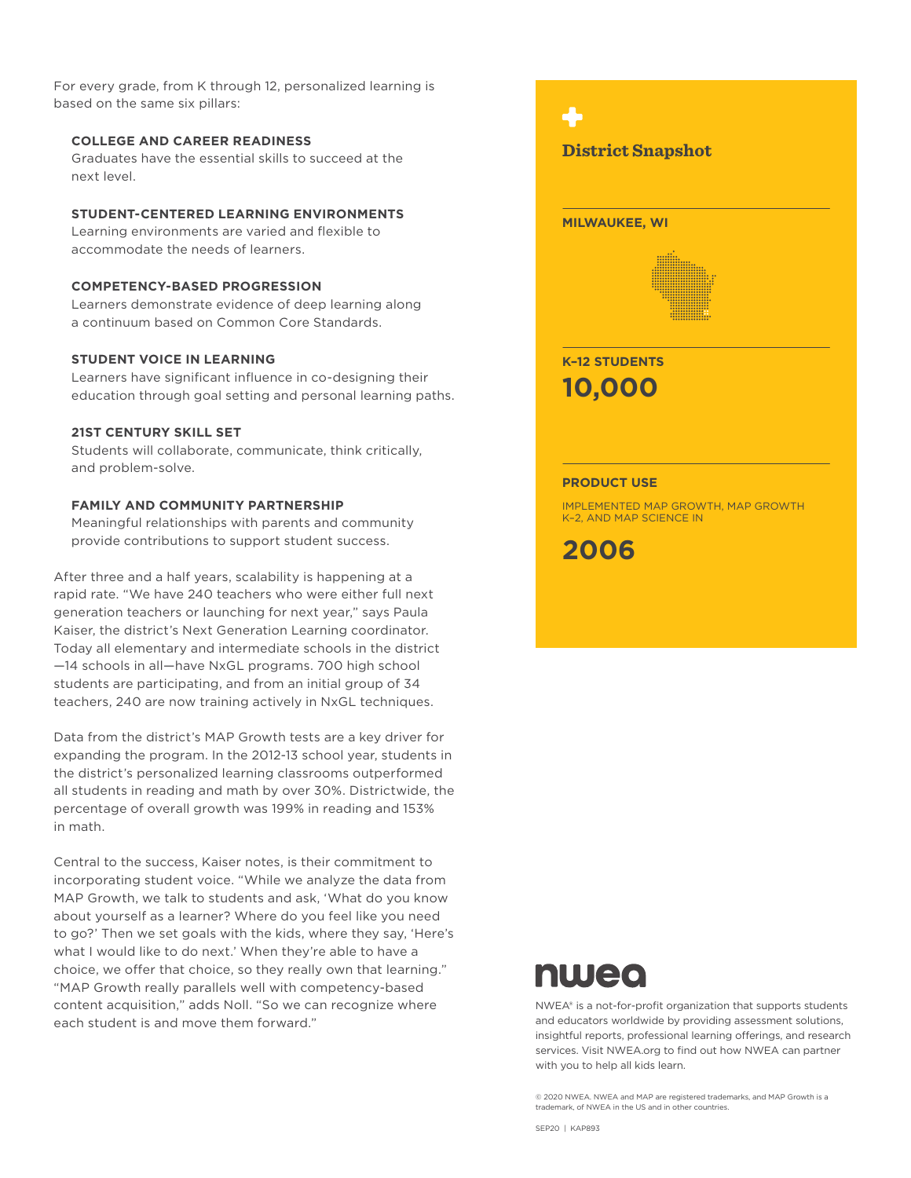For every grade, from K through 12, personalized learning is based on the same six pillars:

**COLLEGE AND CAREER READINESS**
Graduates have the essential skills to succeed at the next level.

**STUDENT-CENTERED LEARNING ENVIRONMENTS**
Learning environments are varied and flexible to accommodate the needs of learners.

**COMPETENCY-BASED PROGRESSION**
Learners demonstrate evidence of deep learning along a continuum based on Common Core Standards.

**STUDENT VOICE IN LEARNING**
Learners have significant influence in co-designing their education through goal setting and personal learning paths.

**21ST CENTURY SKILL SET**
Students will collaborate, communicate, think critically, and problem-solve.

**FAMILY AND COMMUNITY PARTNERSHIP**
Meaningful relationships with parents and community provide contributions to support student success.

After three and a half years, scalability is happening at a rapid rate. "We have 240 teachers who were either full next generation teachers or launching for next year," says Paula Kaiser, the district's Next Generation Learning coordinator. Today all elementary and intermediate schools in the district —14 schools in all—have NxGL programs. 700 high school students are participating, and from an initial group of 34 teachers, 240 are now training actively in NxGL techniques.

Data from the district's MAP Growth tests are a key driver for expanding the program. In the 2012-13 school year, students in the district's personalized learning classrooms outperformed all students in reading and math by over 30%. Districtwide, the percentage of overall growth was 199% in reading and 153% in math.

Central to the success, Kaiser notes, is their commitment to incorporating student voice. "While we analyze the data from MAP Growth, we talk to students and ask, 'What do you know about yourself as a learner? Where do you feel like you need to go?' Then we set goals with the kids, where they say, 'Here's what I would like to do next.' When they're able to have a choice, we offer that choice, so they really own that learning." "MAP Growth really parallels well with competency-based content acquisition," adds Noll. "So we can recognize where each student is and move them forward."

## District Snapshot

**MILWAUKEE, WI**

**K–12 STUDENTS**
**10,000**

**PRODUCT USE**
IMPLEMENTED MAP GROWTH, MAP GROWTH K–2, AND MAP SCIENCE IN
**2006**

nwea

NWEA® is a not-for-profit organization that supports students and educators worldwide by providing assessment solutions, insightful reports, professional learning offerings, and research services. Visit NWEA.org to find out how NWEA can partner with you to help all kids learn.

© 2020 NWEA. NWEA and MAP are registered trademarks, and MAP Growth is a trademark, of NWEA in the US and in other countries.

SEP20 | KAP893